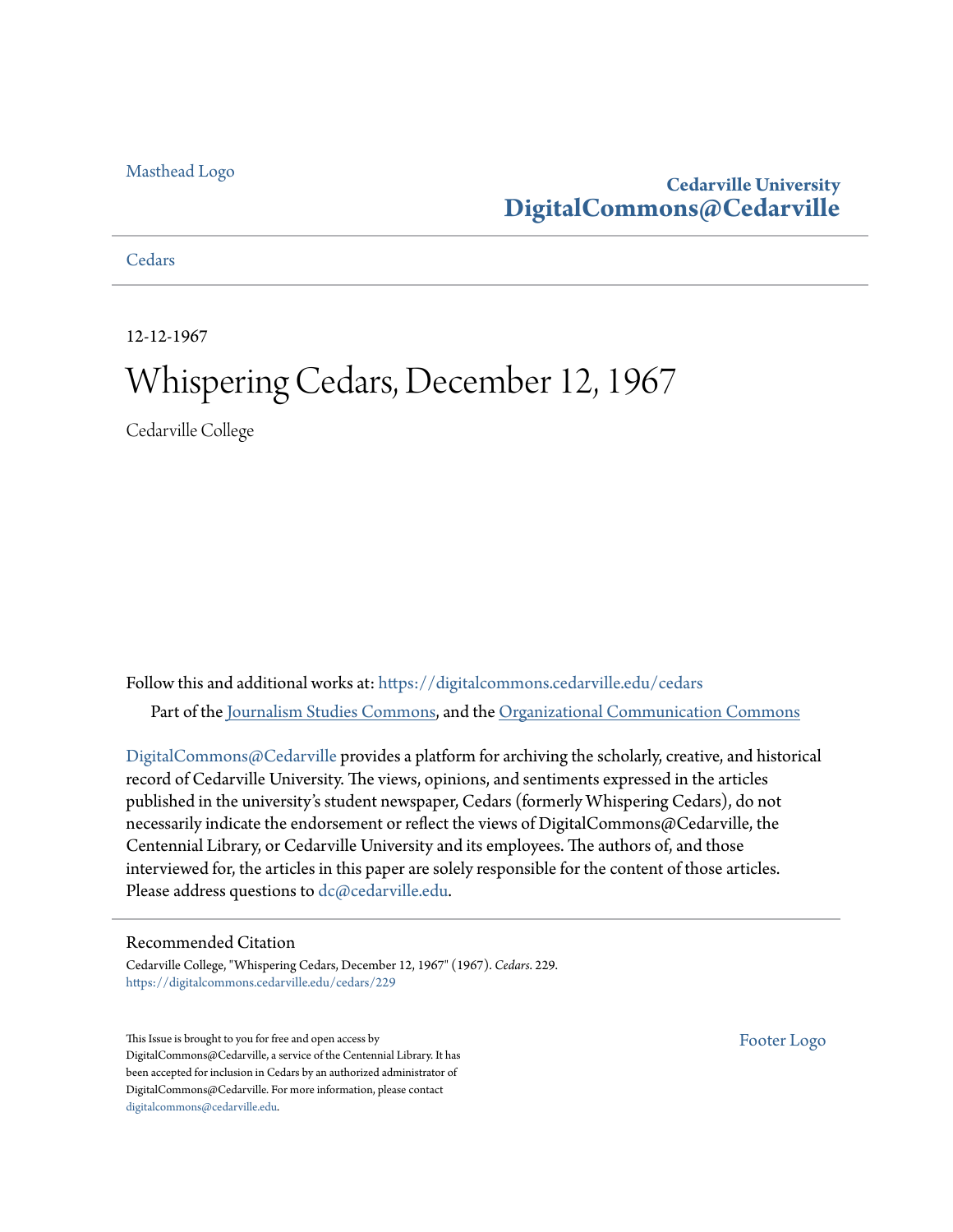Masthead Logo

**Cedarville University**
**DigitalCommons@Cedarville**

Cedars

12-12-1967

# Whispering Cedars, December 12, 1967

Cedarville College

Follow this and additional works at: https://digitalcommons.cedarville.edu/cedars

Part of the Journalism Studies Commons, and the Organizational Communication Commons

DigitalCommons@Cedarville provides a platform for archiving the scholarly, creative, and historical record of Cedarville University. The views, opinions, and sentiments expressed in the articles published in the university's student newspaper, Cedars (formerly Whispering Cedars), do not necessarily indicate the endorsement or reflect the views of DigitalCommons@Cedarville, the Centennial Library, or Cedarville University and its employees. The authors of, and those interviewed for, the articles in this paper are solely responsible for the content of those articles. Please address questions to dc@cedarville.edu.

## Recommended Citation

Cedarville College, "Whispering Cedars, December 12, 1967" (1967). *Cedars*. 229.
https://digitalcommons.cedarville.edu/cedars/229

This Issue is brought to you for free and open access by DigitalCommons@Cedarville, a service of the Centennial Library. It has been accepted for inclusion in Cedars by an authorized administrator of DigitalCommons@Cedarville. For more information, please contact digitalcommons@cedarville.edu.

Footer Logo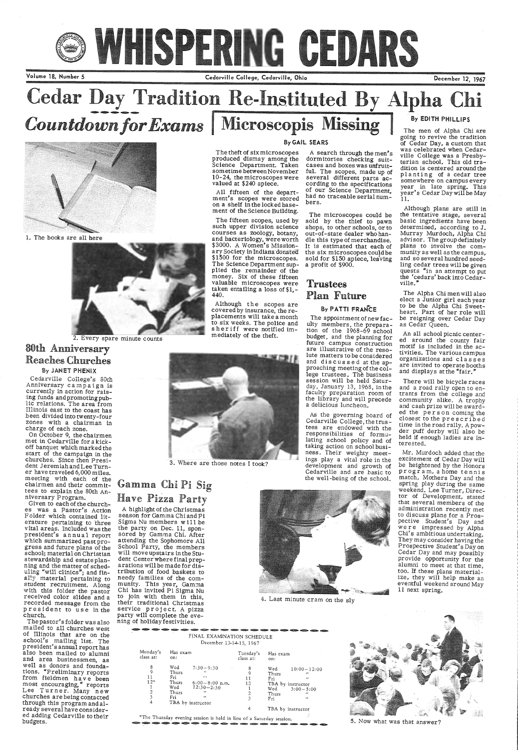# WHISPERING CEDARS

Volume 18, Number 5 — Cedarville College, Cedarville, Ohio — December 12, 1967

# Cedar Day Tradition Re-Instituted By Alpha Chi

## *Countdown for Exams*

1. The books are all here

2. Every spare minute counts

3. Where are those notes I took?

4. Last minute cram on the sly

5. Now what was that answer?

## Microscopis Missing

**By GAIL SEARS**

The theft of six microscopes produced dismay among the Science Department. Taken sometime between November 10-24, the microscopes were valued at $240 apiece.

All fifteen of the department's scopes were stored on a shelf in the locked basement of the Science Building.

The fifteen scopes, used by such upper division science courses as zoology, botany, and bacteriology, were worth $3000. A Women's Missionary Society in Indiana donated $1500 for the microscopes. The Science Department supplied the remainder of the money. Six of these fifteen valuable microscopes were taken entailing a loss of $1,440.

Although the scopes are covered by insurance, the replacements will take a month to six weeks. The police and sheriff were notified immediately of the theft.

A search through the men's dormitories checking suitcases and boxes was unfruitful. The scopes, made up of several different parts according to the specifications of our Science Department, had no traceable serial numbers.

The microscopes could be sold by the thief to pawn shops, to other schools, or to out-of-state dealer who handle this type of merchandise. It is estimated that each of the six microscopes could be sold for $150 apiece, leaving a profit of $900.

## Trustees Plan Future

**By PATTI FRANCE**

The appointment of new faculty members, the preparation of the 1968-69 school budget, and the planning for future campus construction are illustrative of the resolute matters to be considered and discussed at the approaching meeting of the college trustees. The business session will be held Saturday, January 13, 1968, in the faculty preparation room of the library and will precede a delicious luncheon.

As the governing board of Cedarville College, the trustees are endowed with the responsibilities of formulating school policy and of taking action on school business. Their weighty meetings play a vital role in the development and growth of Cedarville and are basic to the well-being of the school.

**By EDITH PHILLIPS**

The men of Alpha Chi are going to revive the tradition of Cedar Day, a custom that was celebrated when Cedarville College was a Presbyterian school. This old tradition is centered around the planting of a cedar tree somewhere on campus every year in late spring. This year's Cedar Day will be May 11.

Although plans are still in the tentative stage, several basic ingredients have been determined, according to J. Murray Murdoch, Alpha Chi advisor. The group definitely plans to involve the community as well as the campus, and so several hundred seedling cedar trees will be given quests "in an attempt to put the 'cedars' back into Cedarville."

The Alpha Chi men will also elect a Junior girl each year to be the Alpha Chi Sweetheart. Part of her role will be reigning over Cedar Day as Cedar Queen.

An all school picnic centered around the county fair motif is included in the activities. The various campus organizations and classes are invited to operate booths and displays at the "fair."

There will be bicycle races and a road rally open to entrants from the college and community alike. A trophy and cash prize will be awarded the person coming the closest to the prescribed time in the road rally. A powder puff derby will also be held if enough ladies are interested.

Mr. Murdoch added that the excitement of Cedar Day will be heightened by the Honors program, a home tennis match, Mothers Day and the spring play during the same weekend. Lee Turner, Director of Development, stated that several members of the administration recently met to discuss plans for a Prospective Student's Day and were impressed by Alpha Chi's ambitious undertaking. They may consider having the Prospective Student's Day on Cedar Day and may possibly provide opportunity for the alumni to meet at that time, too. If these plans materialize, they will help make an eventful weekend around May 11 next spring.

## 80th Anniversary Reaches Churches

**By JANET PHENIX**

Cedarville College's 80th Anniversary campaign is currently in action for raising funds and promoting public relations. The area from Illinois east to the coast has been divided into twenty-four zones with a chairman in charge of each zone.

On October 9, the chairmen met in Cedarville for a kickoff banquet which marked the start of the campaign in the churches. Since then President Jeremiah and Lee Turner have traveled 6,000 miles, meeting with each of the chairmen and their committees to explain the 80th Anniversary Program.

Given to each of the churches was a Pastor's Action Folder which contained literature pertaining to three vital areas. Included was the president's annual report which summarized past progress and future plans of the school; material on Christian stewardship and estate planning and the matter of scheduling "will clinics"; and finally material pertaining to student recruitment. Along with this folder the pastor received color slides and a recorded message from the president to use in the church.

The pastor's folder was also mailed to all churches west of Illinois that are on the school's mailing list. The president's annual report has also been mailed to alumni and area businessmen, as well as donors and foundations. "Preliminary reports from fieldmen have been most encouraging," reports Lee Turner. Many new churches are being contacted through this program and already several have considered adding Cedarville to their budgets.

## Gamma Chi Pi Sig Have Pizza Party

A highlight of the Christmas season for Gamma Chi and Pi Sigma Nu members will be the party on Dec. 11, sponsored by Gamma Chi. After attending the Sophomore All School Party, the members will move upstairs in the Student Center where final preparations will be made for distribution of food baskets to needy families of the community. This year, Gamma Chi has invited Pi Sigma Nu to join with them in this, their traditional Christmas service project. A pizza party will complete the evening of holiday festivities.

FINAL EXAMINATION SCHEDULE
December 13-14-15, 1967

| Monday's class at: | Has exam on: | | Tuesday's class at: | Has exam on: | |
|---|---|---|---|---|---|
| 8 | Wed | 7:30—9:30 | 8 | Wed | 10:00—12:00 |
| 9 | Thurs | " | 9 | Thurs | " |
| 11 | Fri | " | 11 | Fri | " |
| 12* | Thurs | 6:00—8:00 p.m. | 12 | TBA by instructor | |
| 1 | Wed | 12:30—2:30 | 1 | Wed | 3:00—5:00 |
| 2 | Thurs | " | 2 | Thurs | " |
| 3 | Fri | " | 3 | Fri | " |
| 4 | TBA by instructor | | 4 | TBA by instructor | |

*The Thursday evening session is held in lieu of a Saturday session.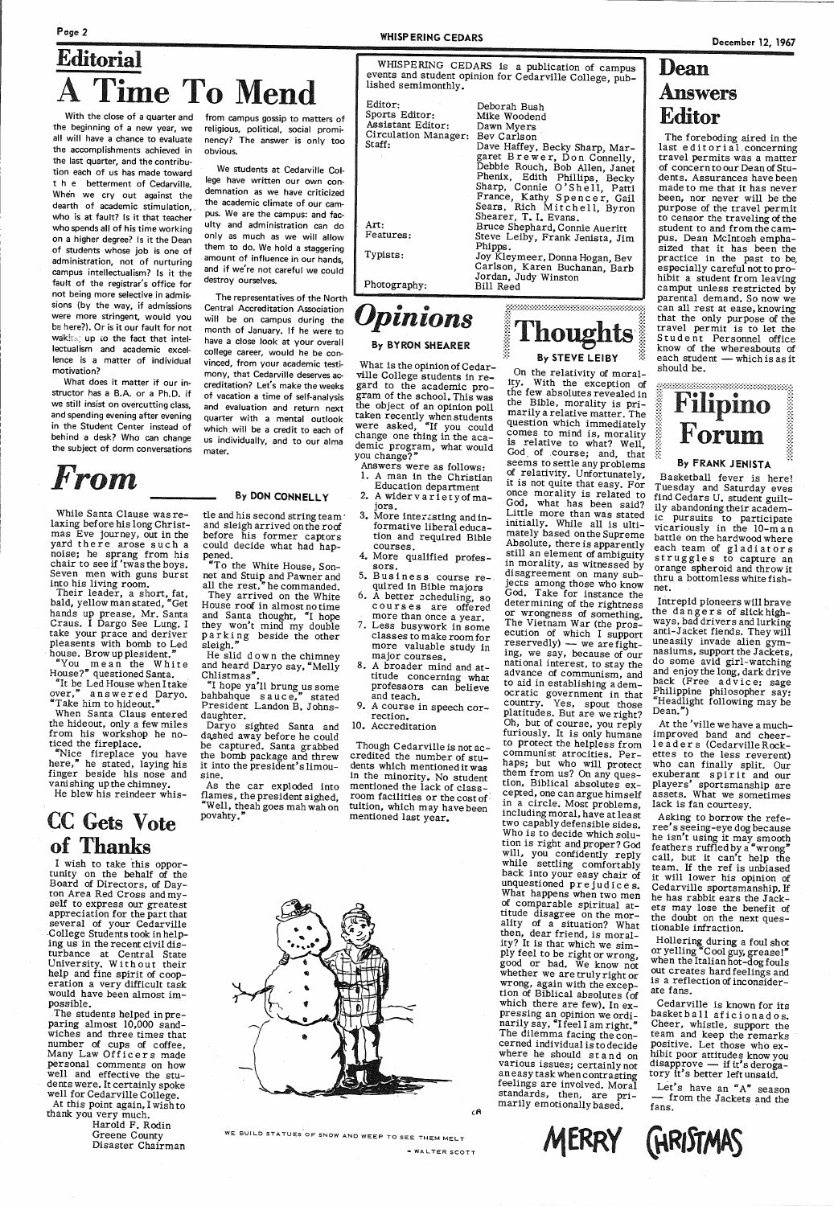# Editorial

## A Time To Mend

With the close of a quarter and the beginning of a new year, we all will have a chance to evaluate the accomplishments achieved in the last quarter, and the contribution each of us has made toward the betterment of Cedarville. When we cry out against the dearth of academic stimulation, who is at fault? Is it that teacher who spends all of his time working on a higher degree? Is it the Dean of students whose job is one of administration, not of nurturing campus intellectualism? Is it the fault of the registrar's office for not being more selective in admissions (by the way, if admissions were more stringent, would you be here?). Or is it our fault for not waking up to the fact that intellectualism and academic excellence is a matter of individual motivation?

What does it matter if our instructor has a B.A. or a Ph.D. if we still insist on overcutting class, and spending evening after evening in the Student Center instead of behind a desk? Who can change the subject of dorm conversations from campus gossip to matters of religious, political, social prominency? The answer is only too obvious.

We students at Cedarville College have written our own condemnation as we have criticized the academic climate of our campus. We are the campus: and faculty and administration can do only as much as we will allow them to do. We hold a staggering amount of influence in our hands, and if we're not careful we could destroy ourselves.

The representatives of the North Central Accreditation Association will be on campus during the month of January. If he were to have a close look at your overall college career, would he be convinced, from your academic testimony, that Cedarville deserves accreditation? Let's make the weeks of vacation a time of self-analysis and evaluation and return next quarter with a mental outlook which will be a credit to each of us individually, and to our alma mater.

WHISPERING CEDARS is a publication of campus events and student opinion for Cedarville College, published semimonthly.

| | |
|---|---|
| Editor: | Deborah Bush |
| Sports Editor: | Mike Woodend |
| Assistant Editor: | Dawn Myers |
| Circulation Manager: | Bev Carlson |
| Staff: | Dave Haffey, Becky Sharp, Margaret Brewer, Don Connelly, Debbie Rouch, Bob Allen, Janet Phenix, Edith Phillips, Becky Sharp, Connie O'Shell, Patti France, Kathy Spencer, Gail Sears, Rich Mitchell, Byron Shearer, T. I. Evans. |
| Art: | Bruce Shephard, Connie Aueritt |
| Features: | Steve Leiby, Frank Jenista, Jim Phipps. |
| Typists: | Joy Kleymeer, Donna Hogan, Bev Carlson, Karen Buchanan, Barb Jordan, Judy Winston |
| Photography: | Bill Reed |

## Dean Answers Editor

The foreboding aired in the last editorial concerning travel permits was a matter of concern to our Dean of Students. Assurances have been made to me that it has never been, nor never will be the purpose of the travel permit to censor the traveling of the student to and from the campus. Dean McIntosh emphasized that it has been the practice in the past to be especially careful not to prohibit a student from leaving campus unless restricted by parental demand. So now we can all rest at ease, knowing that the only purpose of the travel permit is to let the Student Personnel office know of the whereabouts of each student — which is as it should be.

## *From* ______

**By DON CONNELLY**

While Santa Clause was relaxing before his long Christmas Eve journey, out in the yard there arose such a noise; he sprang from his chair to see if 'twas the boys. Seven men with guns burst into his living room.

Their leader, a short, fat, bald, yellow man stated, "Get hands up prease, Mr. Santa Craus. I Dargo See Lung. I take your prace and deriver pleasents with bomb to Led house. Brow up plesident."

"You mean the White House?" questioned Santa.

"It be Led House when I take over," answered Daryo. "Take him to hideout."

When Santa Claus entered the hideout, only a few miles from his workshop he noticed the fireplace.

"Nice fireplace you have here," he stated, laying his finger beside his nose and vanishing up the chimney.

He blew his reindeer whistle and his second string team and sleigh arrived on the roof before his former captors could decide what had happened.

"To the White House, Sonnet and Stuip and Pawner and all the rest," he commanded.

They arrived on the White House roof in almost no time and Santa thought, "I hope they won't mind my double parking beside the other sleigh."

He slid down the chimney and heard Daryo say, "Melly Chistmas".

"I hope ya'll brung us some bahbahque sauce," stated President Landon B. Johnsdaughter.

Daryo sighted Santa and dashed away before he could be captured. Santa grabbed the bomb package and threw it into the president's limousine.

As the car exploded into flames, the president sighed, "Well, theah goes mah wah on povahty."

## CC Gets Vote of Thanks

I wish to take this opportunity on the behalf of the Board of Directors, of Dayton Area Red Cross and myself to express our greatest appreciation for the part that several of your Cedarville College Students took in helping us in the recent civil disturbance at Central State University. Without their help and fine spirit of cooperation a very difficult task would have been almost impossible.

The students helped in preparing almost 10,000 sandwiches and three times that number of cups of coffee. Many Law Officers made personal comments on how well and effective the students were. It certainly spoke well for Cedarville College.

At this point again, I wish to thank you very much.

Harold F. Rodin
Greene County
Disaster Chairman

## *Opinions*

**By BYRON SHEARER**

What is the opinion of Cedarville College students in regard to the academic program of the school. This was the object of an opinion poll taken recently when students were asked, "If you could change one thing in the academic program, what would you change?"

Answers were as follows:

1. A man in the Christian Education department
2. A wider variety of majors.
3. More interesting and informative liberal education and required Bible courses.
4. More qualified professors.
5. Business course required in Bible majors
6. A better scheduling, so courses are offered more than once a year.
7. Less busywork in some classes to make room for more valuable study in major courses.
8. A broader mind and attitude concerning what professors can believe and teach.
9. A course in speech correction.
10. Accreditation

Though Cedarville is not accredited the number of students which mentioned it was in the minority. No student mentioned the lack of classroom facilities or the cost of tuition, which may have been mentioned last year.

## Thoughts

**By STEVE LEIBY**

On the relativity of morality. With the exception of the few absolutes revealed in the Bible, morality is primarily a relative matter. The question which immediately comes to mind is, morality is relative to what? Well, God, of course; and, that seems to settle any problems of relativity. Unfortunately, it is not quite that easy. For once morality is related to God, what has been said? Little more than was stated initially. While all is ultimately based on the Supreme Absolute, there is apparently still an element of ambiguity in morality, as witnessed by disagreement on many subjects among those who know God. Take for instance the determining of the rightness or wrongness of something. The Vietnam War (the prosecution of which I support reservedly) — we are fighting, we say, because of our national interest, to stay the advance of communism, and to aid in establishing a democratic government in that country. Yes, spout those platitudes. But are we right? Oh, but of course, you reply furiously. It is only humane to protect the helpless from communist atrocities. Perhaps; but who will protect them from us? On any question, Biblical absolutes excepted, one can argue himself in a circle. Most problems, including moral, have at least two capably defensible sides. Who is to decide which solution is right and proper? God will, you confidently reply while settling comfortably back into your easy chair of unquestioned prejudices. What happens when two men of comparable spiritual attitude disagree on the morality of a situation? What then, dear friend, is morality? It is that which we simply feel to be right or wrong, good or bad. We know not whether we are truly right or wrong, again with the exception of Biblical absolutes (of which there are few). In expressing an opinion we ordinarily say, "I feel I am right." The dilemma facing the concerned individual is to decide where he should stand on various issues; certainly not an easy task when contrasting feelings are involved. Moral standards, then, are primarily emotionally based.

## Filipino Forum

**By FRANK JENISTA**

Basketball fever is here! Tuesday and Saturday eves find Cedars U. student guiltily abandoning their academic pursuits to participate vicariously in the 10-man battle on the hardwood where each team of gladiators struggles to capture an orange spheroid and throw it thru a bottomless white fishnet.

Intrepid pioneers will brave the dangers of slick highways, bad drivers and lurking anti-Jacket fiends. They will uneasily invade alien gymnasiums, support the Jackets, do some avid girl-watching and enjoy the long, dark drive back (Free advice: sage Philippine philosopher say: "Headlight following may be Dean.")

At the 'ville we have a much-improved band and cheerleaders (Cedarville Rockettes to the less reverent) who can finally split. Our exuberant spirit and our players' sportsmanship are assets. What we sometimes lack is fan courtesy.

Asking to borrow the referee's seeing-eye dog because he isn't using it may smooth feathers ruffled by a "wrong" call, but it can't help the team. If the ref is unbiased it will lower his opinion of Cedarville sportsmanship. If he has rabbit ears the Jackets may lose the benefit of the doubt on the next questionable infraction.

Hollering during a foul shot or yelling "Cool guy, grease!" when the Italian hot-dog fouls out creates hard feelings and is a reflection of inconsiderate fans.

Cedarville is known for its basketball aficionados. Cheer, whistle, support the team and keep the remarks positive. Let those who exhibit poor attitudes know you disapprove — if it's derogatory it's better left unsaid.

Let's have an "A" season — from the Jackets and the fans.

WE BUILD STATUES OF SNOW AND WEEP TO SEE THEM MELT
— WALTER SCOTT

MERRY CHRISTMAS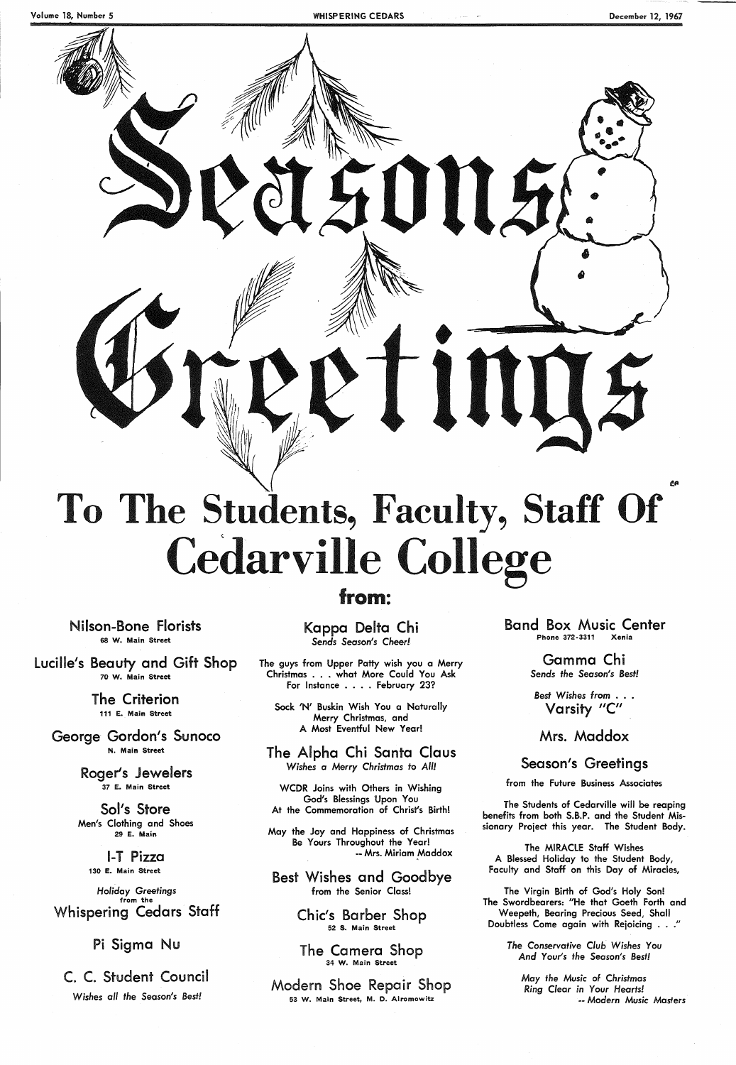# Seasons Greetings

## To The Students, Faculty, Staff Of Cedarville College

### from:

**Nilson-Bone Florists**
68 W. Main Street

**Lucille's Beauty and Gift Shop**
70 W. Main Street

**The Criterion**
111 E. Main Street

**George Gordon's Sunoco**
N. Main Street

**Roger's Jewelers**
37 E. Main Street

**Sol's Store**
Men's Clothing and Shoes
29 E. Main

**I-T Pizza**
130 E. Main Street

*Holiday Greetings*
from the
**Whispering Cedars Staff**

**Pi Sigma Nu**

**C. C. Student Council**
*Wishes all the Season's Best!*

**Kappa Delta Chi**
*Sends Season's Cheer!*

The guys from Upper Patty wish you a Merry Christmas . . . what More Could You Ask For Instance . . . . February 23?

Sock 'N' Buskin Wish You a Naturally Merry Christmas, and A Most Eventful New Year!

**The Alpha Chi Santa Claus**
*Wishes a Merry Christmas to All!*

WCDR Joins with Others in Wishing God's Blessings Upon You At the Commemoration of Christ's Birth!

May the Joy and Happiness of Christmas Be Yours Throughout the Year!
-- Mrs. Miriam Maddox

**Best Wishes and Goodbye**
from the Senior Class!

**Chic's Barber Shop**
52 S. Main Street

**The Camera Shop**
34 W. Main Street

**Modern Shoe Repair Shop**
53 W. Main Street, M. D. Alromowitz

**Band Box Music Center**
Phone 372-3311 Xenia

**Gamma Chi**
*Sends the Season's Best!*

*Best Wishes from . . .*
**Varsity "C"**

**Mrs. Maddox**

**Season's Greetings**
from the Future Business Associates

The Students of Cedarville will be reaping benefits from both S.B.P. and the Student Missionary Project this year. The Student Body.

The MIRACLE Staff Wishes A Blessed Holiday to the Student Body, Faculty and Staff on this Day of Miracles,

The Virgin Birth of God's Holy Son!
The Swordbearers: "He that Goeth Forth and Weepeth, Bearing Precious Seed, Shall Doubtless Come again with Rejoicing . . ."

*The Conservative Club Wishes You And Your's the Season's Best!*

*May the Music of Christmas Ring Clear in Your Hearts!*
*-- Modern Music Masters*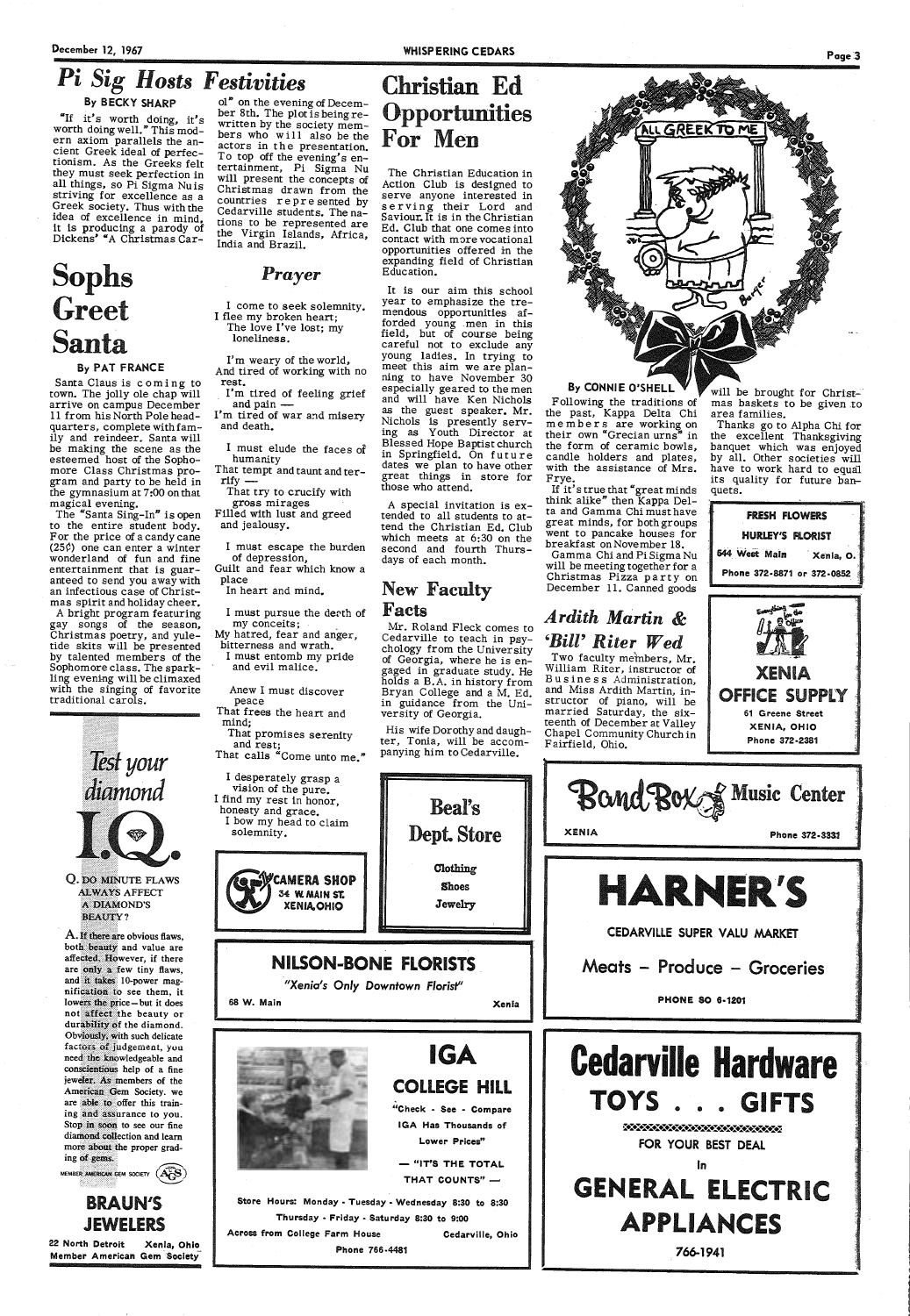# Pi Sig Hosts Festivities

By BECKY SHARP

"If it's worth doing, it's worth doing well." This modern axiom parallels the ancient Greek ideal of perfectionism. As the Greeks felt they must seek perfection in all things, so Pi Sigma Nu is striving for excellence as a Greek society. Thus with the idea of excellence in mind, it is producing a parody of Dickens' "A Christmas Carol" on the evening of December 8th. The plot is being rewritten by the society members who will also be the actors in the presentation. To top off the evening's entertainment, Pi Sigma Nu will present the concepts of Christmas drawn from the countries represented by Cedarville students. The nations to be represented are the Virgin Islands, Africa, India and Brazil.

# Sophs Greet Santa

By PAT FRANCE

Santa Claus is coming to town. The jolly ole chap will arrive on campus December 11 from his North Pole headquarters, complete with family and reindeer. Santa will be making the scene as the esteemed host of the Sophomore Class Christmas program and party to be held in the gymnasium at 7:00 on that magical evening.

The "Santa Sing-In" is open to the entire student body. For the price of a candy cane (25¢) one can enter a winter wonderland of fun and fine entertainment that is guaranteed to send you away with an infectious case of Christmas spirit and holiday cheer.

A bright program featuring gay songs of the season, Christmas poetry, and yuletide skits will be presented by talented members of the Sophomore class. The sparkling evening will be climaxed with the singing of favorite traditional carols.

## *Prayer*

I come to seek solemnity.
I flee my broken heart;
The love I've lost; my loneliness.

I'm weary of the world,
And tired of working with no rest.
I'm tired of feeling grief and pain —
I'm tired of war and misery and death.

I must elude the faces of humanity
That tempt and taunt and terrify —
That try to crucify with gross mirages
Filled with lust and greed and jealousy.

I must escape the burden of depression,
Guilt and fear which know a place
In heart and mind.

I must pursue the depth of my conceits;
My hatred, fear and anger, bitterness and wrath.
I must entomb my pride and evil malice.

Anew I must discover peace
That frees the heart and mind;
That promises serenity and rest;
That calls "Come unto me."

I desperately grasp a vision of the pure.
I find my rest in honor, honesty and grace.
I bow my head to claim solemnity.

# Christian Ed Opportunities For Men

The Christian Education in Action Club is designed to serve anyone interested in serving their Lord and Saviour. It is in the Christian Ed. Club that one comes into contact with more vocational opportunities offered in the expanding field of Christian Education.

It is our aim this school year to emphasize the tremendous opportunities afforded young men in this field, but of course being careful not to exclude any young ladies. In trying to meet this aim we are planning to have November 30 especially geared to the men and will have Ken Nichols as the guest speaker. Mr. Nichols is presently serving as Youth Director at Blessed Hope Baptist church in Springfield. On future dates we plan to have other great things in store for those who attend.

A special invitation is extended to all students to attend the Christian Ed. Club which meets at 6:30 on the second and fourth Thursdays of each month.

# New Faculty Facts

Mr. Roland Fleck comes to Cedarville to teach in psychology from the University of Georgia, where he is engaged in graduate study. He holds a B.A. in history from Bryan College and a M. Ed. in guidance from the University of Georgia.

His wife Dorothy and daughter, Tonia, will be accompanying him to Cedarville.

By CONNIE O'SHELL

Following the traditions of the past, Kappa Delta Chi members are working on their own "Grecian urns" in the form of ceramic bowls, candle holders and plates, with the assistance of Mrs. Frye.

If it's true that "great minds think alike" then Kappa Delta and Gamma Chi must have great minds, for both groups went to pancake houses for breakfast on November 18.

Gamma Chi and Pi Sigma Nu will be meeting together for a Christmas Pizza party on December 11. Canned goods will be brought for Christmas baskets to be given to area families.

Thanks go to Alpha Chi for the excellent Thanksgiving banquet which was enjoyed by all. Other societies will have to work hard to equal its quality for future banquets.

# *Ardith Martin & 'Bill' Riter Wed*

Two faculty members, Mr. William Riter, instructor of Business Administration, and Miss Ardith Martin, instructor of piano, will be married Saturday, the sixteenth of December at Valley Chapel Community Church in Fairfield, Ohio.

---

**Test your diamond I.Q.**

Q. DO MINUTE FLAWS ALWAYS AFFECT A DIAMOND'S BEAUTY?

A. If there are obvious flaws, both beauty and value are affected. However, if there are only a few tiny flaws, and it takes 10-power magnification to see them, it lowers the price—but it does not affect the beauty or durability of the diamond. Obviously, with such delicate factors of judgement, you need the knowledgeable and conscientious help of a fine jeweler. As members of the American Gem Society, we are able to offer this training and assurance to you. Stop in soon to see our fine diamond collection and learn more about the proper grading of gems.

MEMBER AMERICAN GEM SOCIETY

**BRAUN'S JEWELERS**
22 North Detroit Xenia, Ohio
Member American Gem Society

---

**CAMERA SHOP**
34 W. MAIN ST.
XENIA, OHIO

---

**Beal's Dept. Store**
Clothing
Shoes
Jewelry

---

**NILSON-BONE FLORISTS**
*"Xenia's Only Downtown Florist"*
68 W. Main Xenia

---

**IGA COLLEGE HILL**
"Check - See - Compare
IGA Has Thousands of Lower Prices"
— "IT'S THE TOTAL THAT COUNTS" —
Store Hours: Monday - Tuesday - Wednesday 8:30 to 8:30
Thursday - Friday - Saturday 8:30 to 9:00
Across from College Farm House Cedarville, Ohio
Phone 766-4481

---

**FRESH FLOWERS**
**HURLEY'S FLORIST**
544 West Main Xenia, O.
Phone 372-8871 or 372-0852

---

**XENIA OFFICE SUPPLY**
61 Greene Street
XENIA, OHIO
Phone 372-2381

---

**Band Box Music Center**
XENIA Phone 372-3331

---

**HARNER'S**
CEDARVILLE SUPER VALU MARKET
Meats – Produce – Groceries
PHONE SO 6-1201

---

**Cedarville Hardware**
TOYS . . . GIFTS
FOR YOUR BEST DEAL
In
GENERAL ELECTRIC APPLIANCES
766-1941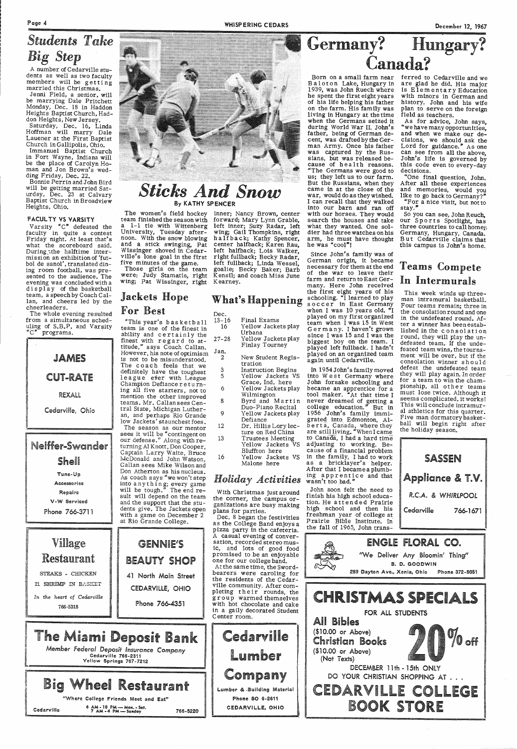# Students Take Big Step

A number of Cedarville students as well as two faculty members will be getting married this Christmas.

Jenni Field, a senior, will be marrying Dale Pritchett Monday, Dec. 18 in Haddon Heights Baptist Church, Haddon Heights, New Jersey.

Saturday, Dec. 16, Linda Hoffman will marry Dale Lauener at the First Baptist Church in Gallipolis, Ohio.

Immanuel Baptist Church in Fort Wayne, Indiana will be the place of Carolyn Homan and Jon Brown's wedding Friday, Dec. 22.

Bonnie Perrin and John Bird will be getting married Saturday, Dec. 23 at Calvary Baptist Church in Broadview Heights, Ohio.

### FACULTY VS VARSITY

Varsity "C" defeated the faculty in quite a contest Friday night. At least that's what the scoreboard said. During the halftime intermission an exhibition of 'futbol de sanol', translated dining room football, was presented to the audience. The evening was concluded with a display of the basketball team, a speech by Coach Callan, and cheers led by the cheerleaders.

The whole evening resulted from a simultaneous scheduling of S.B.P. and Varsity "C" programs.

**JAMES CUT-RATE**
REXALL
Cedarville, Ohio

**Neiffer-Swander Shell**
Tune-Up
Accessories
Repairs
V-W Serviced
Phone 766-3711

**Village Restaurant**
STEAKS - CHICKEN
21 SHRIMP IN BASKET
*In the heart of Cedarville*
766-5318

**GENNIE'S BEAUTY SHOP**
41 North Main Street
CEDARVILLE, OHIO
Phone 766-4351

**The Miami Deposit Bank**
*Member Federal Deposit Insurance Company*
Cedarville 766-2311
Yellow Springs 767-7212

**Big Wheel Restaurant**
"Where College Friends Meet and Eat"
Cedarville — 6 AM - 10 PM — Mon. - Sat. 7 AM - 4 PM — Sunday — 766-5220

# Sticks And Snow

By KATHY SPENCER

The women's field hockey team finished the season with a 1-1 tie with Wittenberg University, Tuesday afternoon. With the snow blowing and a stick swinging, Pat Wissinger shoved in Cedarville's lone goal in the first five minutes of the game.

Those girls on the team were: Judy Stamatis, right wing; Pat Wissinger, right inner; Nancy Brown, center forward; Mary Lynn Grable, left inner; Suzy Radar, left wing; Gail Thompkins, right halfback; Kathy Spencer, center halfback; Karen Rau, left halfback; Lois Walker, right fullback; Becky Radar, left fullback; Linda Wessel, goalie; Becky Baker; Barb Kensil; and coach Miss June Kearney.

## Jackets Hope For Best

"This year's basketball team is one of the finest in ability and certainly the finest with regard to attitude," says Coach Callan. However, his note of optimism is not to be misunderstood. The coach feels that we definitely have the toughest league ever with League Champion Defiance returning all five starters, not to mention the other improved teams. Mr. Callan sees Central State, Michigan Lutheran, and perhaps Rio Grande low Jackets' staunchest foes.

The season as our mentor sees it will be "contingent on our defense." Along with returning Al Knott, Don Cooper, Captain Larry Waite, Bruce McDonald and John Watson, Callan sees Mike Wilson and Don Atherton as his nucleus. As coach says "we won't step into anything; every game will be tough." The end result will depend on the team and the support that the students give. The Jackets open with a game on December 2 at Rio Grande College.

## What's Happening

| | | |
|---|---|---|
| Dec. | 13-16 | Final Exams |
| | 16 | Yellow Jackets play Urbana |
| | 27-28 | Yellow Jackets play Finlay Tourney |
| Jan. | 2 | New Student Registration |
| | 3 | Instruction Begins |
| | 5 | Yellow Jackets VS Grace, Ind. here |
| | 6 | Yellow Jackets play Wilmington |
| | 8 | Byrd and Martin Duo-Piano Recital |
| | 9 | Yellow Jackets play Defiance |
| | 12 | Dr. Hillis Lory lecture on Red China |
| | 13 | Trustees Meeting; Yellow Jackets VS Bluffton here |
| | 16 | Yellow Jackets VS Malone here |

## *Holiday Activities*

With Christmas just around the corner, the campus organizations are busy making plans for parties.

Dec. 8 began the festivities as the College Band enjoys a pizza party in the cafeteria. A casual evening of conversation, recorded stereo music, and lots of good food promised to be an enjoyable one for our college band.

At the same time, the Swordbearers were caroling for the residents of the Cedarville community. After completing their rounds, the group warmed themselves with hot chocolate and cake in a gaily decorated Student Center room.

**Cedarville Lumber Company**
Lumber & Building Material
Phone SO 6-2611
CEDARVILLE, OHIO

# Germany? Hungary? Canada?

Born on a small farm near Baloton Lake, Hungary in 1939, was John Ruech where he spent the first eight years of his life helping his father on the farm. His family was living in Hungary at the time when the Germans seized it during World War II. John's father, being of German decent, was drafted by the German Army. Once his father was captured by the Russians, but was released because of health reasons. "The Germans were good to us; they left us to our farm. But the Russians, when they came in at the close of the war, would do as they wished. I can recall that they walked into our barn and ran off with our horses. They would search the houses and take what they wanted. One soldier had three watches on his arm, he must have thought he was "cool"!

Since John's family was of German origin, it became necessary for them at the end of the war to leave their farm and return to East Germany. Here John received the first eight years of his schooling. "I learned to play soccer in East Germany when I was 10 years old. I played on my first organized team when I was 15 in West Germany. I haven't grown since I was 15 and I was the biggest boy on the team. I played left fullback. I hadn't played on an organized team again until Cedarville.

In 1954 John's family moved into West Germany where John forsake schooling and became an apprentice for a tool maker. "At that time I never dreamed of getting a college education." But in 1956 John's family immigrated into Edmonton, Alberta, Canada, where they are still living. "When I came to Canada, I had a hard time adjusting to working. Because of a financial problem in the family, I had to work as a bricklayer's helper. After that I became a plumbing apprentice and that wasn't too bad."

John soon felt the need to finish his high school education. He attended Prairie high school and then his freshman year of college at Prairie Bible Institute. In the fall of 1965, John transferred to Cedarville and we are glad he did. His major is Elementary Education with minors in German and history. John and his wife plan to serve on the foreign field as teachers.

As for advice, John says, "we have many opportunities, and when we make our decisions, we should ask the Lord for guidance." As one can see from all the above, John's life is governed by this code even to every-day decisions.

"One final question, John. After all these experiences and memories, would you like to go back to Germany?"

"For a nice visit, but not to stay."

So you can see, John Reuch, our Sports Spotlight, has three countries to call home; Germany, Hungary, Canada. But Cedarville claims that this campus is John's home.

## Teams Compete In Intermurals

This week winds up three-man intramural basketball. Four teams remain; three in the consolation round and one in the undefeated round. After a winner has been established in the consolation round, they will play the undefeated team. If the undefeated team wins, the tournament will be over, but if the consolation winner should defeat the undefeated team they will play again. In order for a team to win the championship, all other teams must lose twice. Although it seems complicated, it works! This will conclude intramural athletics for this quarter. Five man dormatory basketball will begin right after the holiday season.

**SASSEN Appliance & T.V.**
R.C.A. & WHIRLPOOL
Cedarville 766-1671

**ENGLE FLORAL CO.**
"We Deliver Any Bloomin' Thing"
B. D. GOODWIN
289 Dayton Ave., Xenia, Ohio Phone 372-8051

**CHRISTMAS SPECIALS**
FOR ALL STUDENTS
All Bibles ($10.00 or Above)
Christian Books ($10.00 or Above) (Not Texts)
20% off
DECEMBER 11th - 15th ONLY
DO YOUR CHRISTIAN SHOPPING AT . . .
**CEDARVILLE COLLEGE BOOK STORE**